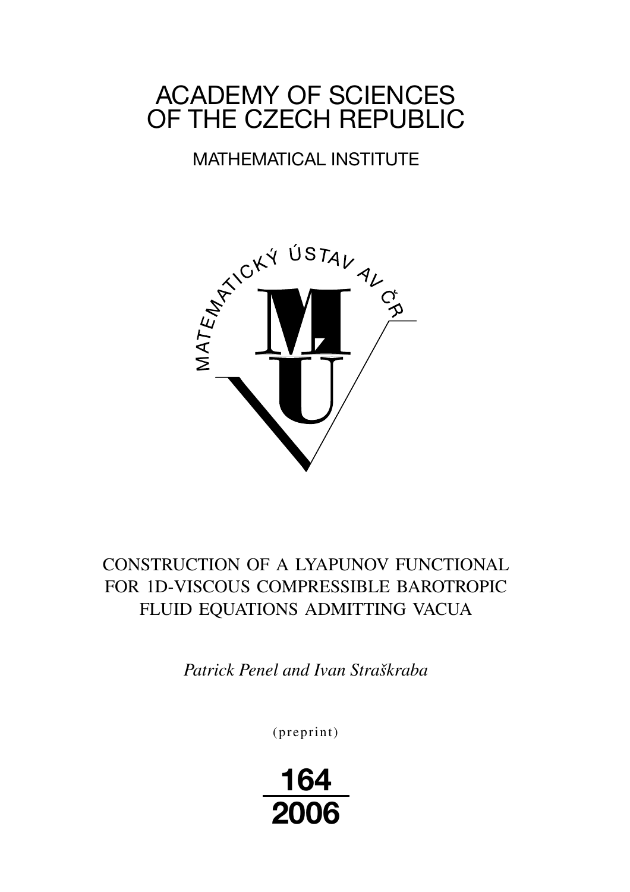# ACADEMY OF SCIENCES OF THE CZECH REPUBLIC

## MATHEMATICAL INSTITUTE

MATEMATICKÝ ÚSTAV AV ČR

CONSTRUCTION OF A LYAPUNOV FUNCTIONAL FOR 1D-VISCOUS COMPRESSIBLE BAROTROPIC FLUID EQUATIONS ADMITTING VACUA

*Patrick Penel and Ivan Straškraba*

(preprint)

**164**
**2006**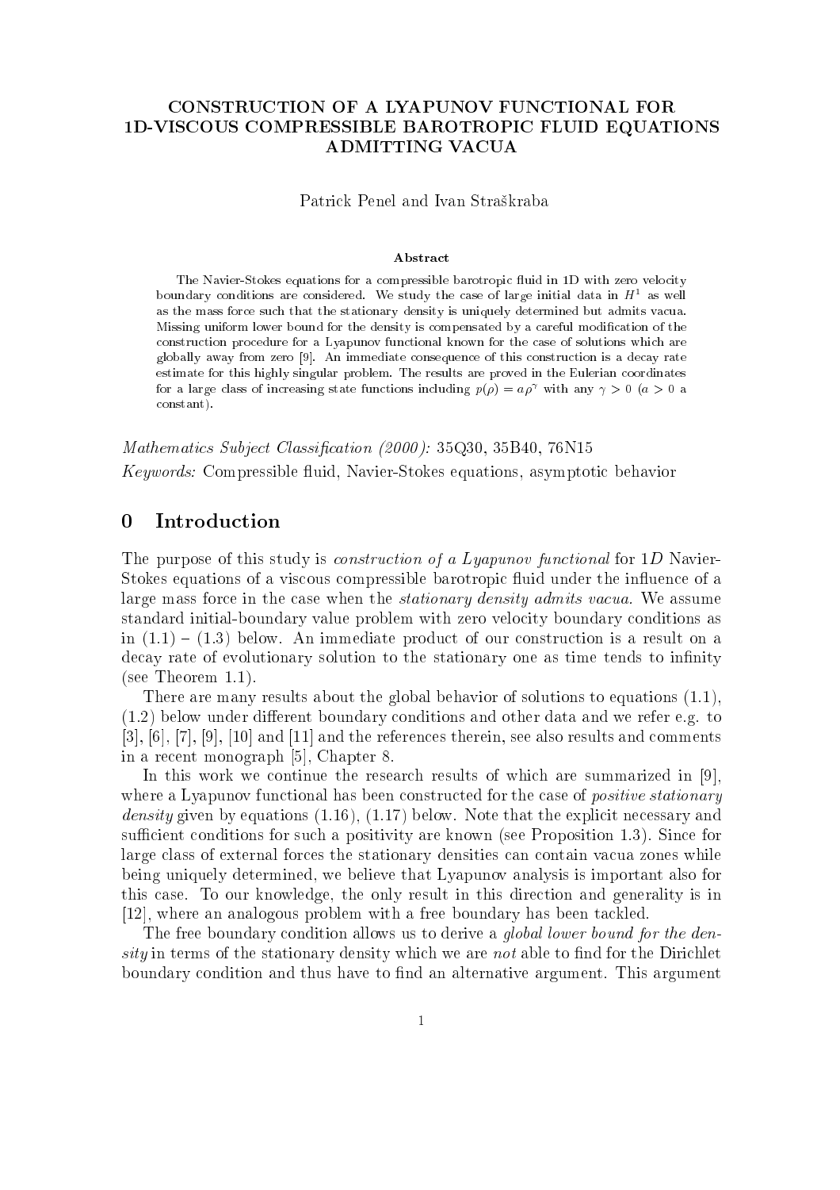# CONSTRUCTION OF A LYAPUNOV FUNCTIONAL FOR 1D-VISCOUS COMPRESSIBLE BAROTROPIC FLUID EQUATIONS ADMITTING VACUA

Patrick Penel and Ivan Straškraba

**Abstract**

The Navier-Stokes equations for a compressible barotropic fluid in 1D with zero velocity boundary conditions are considered. We study the case of large initial data in $H^1$ as well as the mass force such that the stationary density is uniquely determined but admits vacua. Missing uniform lower bound for the density is compensated by a careful modification of the construction procedure for a Lyapunov functional known for the case of solutions which are globally away from zero [9]. An immediate consequence of this construction is a decay rate estimate for this highly singular problem. The results are proved in the Eulerian coordinates for a large class of increasing state functions including $p(\rho) = a\rho^\gamma$ with any $\gamma > 0$ ($a > 0$ a constant).

*Mathematics Subject Classification (2000):* 35Q30, 35B40, 76N15

*Keywords:* Compressible fluid, Navier-Stokes equations, asymptotic behavior

## 0 Introduction

The purpose of this study is *construction of a Lyapunov functional* for 1*D* Navier-Stokes equations of a viscous compressible barotropic fluid under the influence of a large mass force in the case when the *stationary density admits vacua*. We assume standard initial-boundary value problem with zero velocity boundary conditions as in (1.1) – (1.3) below. An immediate product of our construction is a result on a decay rate of evolutionary solution to the stationary one as time tends to infinity (see Theorem 1.1).

There are many results about the global behavior of solutions to equations (1.1), (1.2) below under different boundary conditions and other data and we refer e.g. to [3], [6], [7], [9], [10] and [11] and the references therein, see also results and comments in a recent monograph [5], Chapter 8.

In this work we continue the research results of which are summarized in [9], where a Lyapunov functional has been constructed for the case of *positive stationary density* given by equations (1.16), (1.17) below. Note that the explicit necessary and sufficient conditions for such a positivity are known (see Proposition 1.3). Since for large class of external forces the stationary densities can contain vacua zones while being uniquely determined, we believe that Lyapunov analysis is important also for this case. To our knowledge, the only result in this direction and generality is in [12], where an analogous problem with a free boundary has been tackled.

The free boundary condition allows us to derive a *global lower bound for the density* in terms of the stationary density which we are *not* able to find for the Dirichlet boundary condition and thus have to find an alternative argument. This argument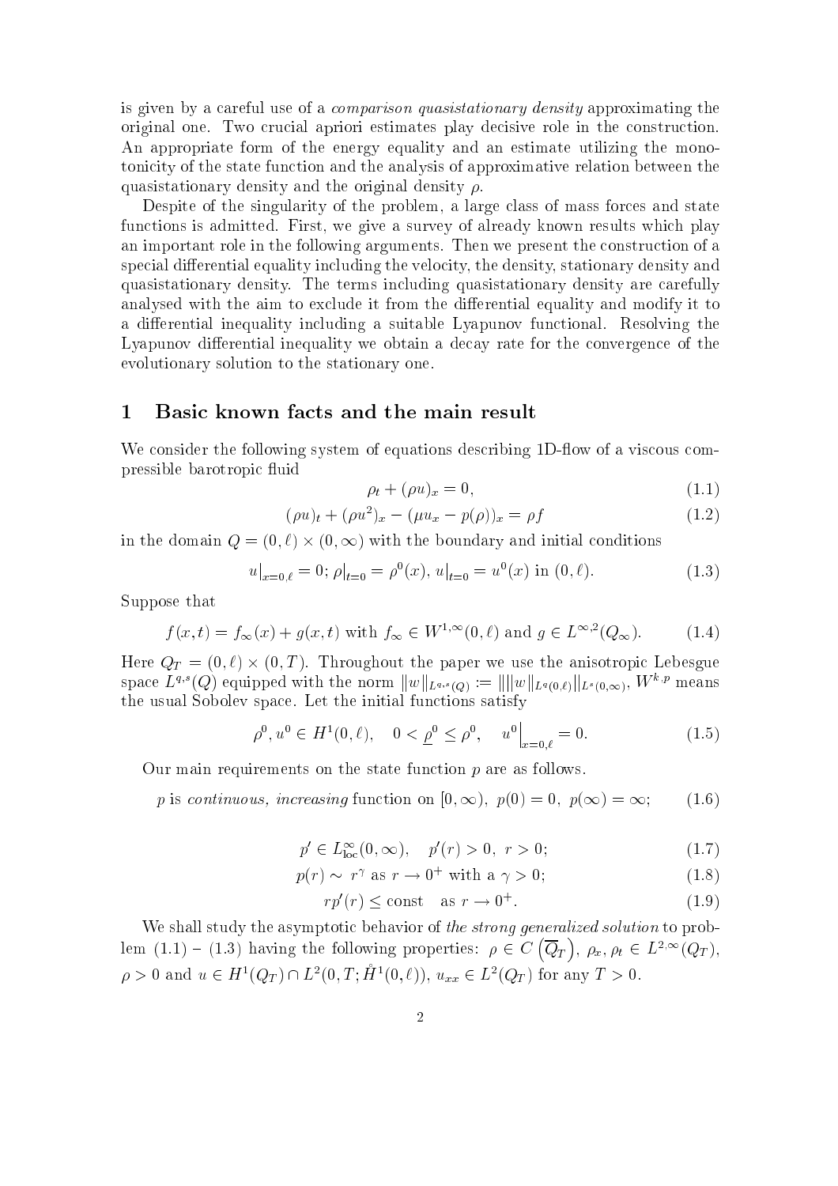is given by a careful use of a *comparison quasistationary density* approximating the original one. Two crucial apriori estimates play decisive role in the construction. An appropriate form of the energy equality and an estimate utilizing the monotonicity of the state function and the analysis of approximative relation between the quasistationary density and the original density $\rho$.

Despite of the singularity of the problem, a large class of mass forces and state functions is admitted. First, we give a survey of already known results which play an important role in the following arguments. Then we present the construction of a special differential equality including the velocity, the density, stationary density and quasistationary density. The terms including quasistationary density are carefully analysed with the aim to exclude it from the differential equality and modify it to a differential inequality including a suitable Lyapunov functional. Resolving the Lyapunov differential inequality we obtain a decay rate for the convergence of the evolutionary solution to the stationary one.

## 1 Basic known facts and the main result

We consider the following system of equations describing 1D-flow of a viscous compressible barotropic fluid

$$\rho_t + (\rho u)_x = 0, \tag{1.1}$$

$$(\rho u)_t + (\rho u^2)_x - (\mu u_x - p(\rho))_x = \rho f \tag{1.2}$$

in the domain $Q = (0,\ell) \times (0,\infty)$ with the boundary and initial conditions

$$u\big|_{x=0,\ell} = 0;\ \rho\big|_{t=0} = \rho^0(x),\ u\big|_{t=0} = u^0(x) \text{ in } (0,\ell). \tag{1.3}$$

Suppose that

$$f(x,t) = f_\infty(x) + g(x,t) \text{ with } f_\infty \in W^{1,\infty}(0,\ell) \text{ and } g \in L^{\infty,2}(Q_\infty). \tag{1.4}$$

Here $Q_T = (0,\ell) \times (0,T)$. Throughout the paper we use the anisotropic Lebesgue space $L^{q,s}(Q)$ equipped with the norm $\|w\|_{L^{q,s}(Q)} := \big\|\|w\|_{L^q(0,\ell)}\big\|_{L^s(0,\infty)}$, $W^{k,p}$ means the usual Sobolev space. Let the initial functions satisfy

$$\rho^0, u^0 \in H^1(0,\ell), \quad 0 < \underline{\rho}^0 \le \rho^0, \quad u^0\Big|_{x=0,\ell} = 0. \tag{1.5}$$

Our main requirements on the state function $p$ are as follows.

$$p \text{ is } \textit{continuous, increasing} \text{ function on } [0,\infty),\ p(0) = 0,\ p(\infty) = \infty; \tag{1.6}$$

$$p' \in L^\infty_{\text{loc}}(0,\infty), \quad p'(r) > 0,\ r > 0; \tag{1.7}$$

$$p(r) \sim r^\gamma \text{ as } r \to 0^+ \text{ with a } \gamma > 0; \tag{1.8}$$

$$rp'(r) \le \text{const} \quad \text{as } r \to 0^+. \tag{1.9}$$

We shall study the asymptotic behavior of *the strong generalized solution* to problem (1.1) – (1.3) having the following properties: $\rho \in C\left(\overline{Q_T}\right)$, $\rho_x, \rho_t \in L^{2,\infty}(Q_T)$, $\rho > 0$ and $u \in H^1(Q_T) \cap L^2(0,T; \mathring{H}^1(0,\ell))$, $u_{xx} \in L^2(Q_T)$ for any $T > 0$.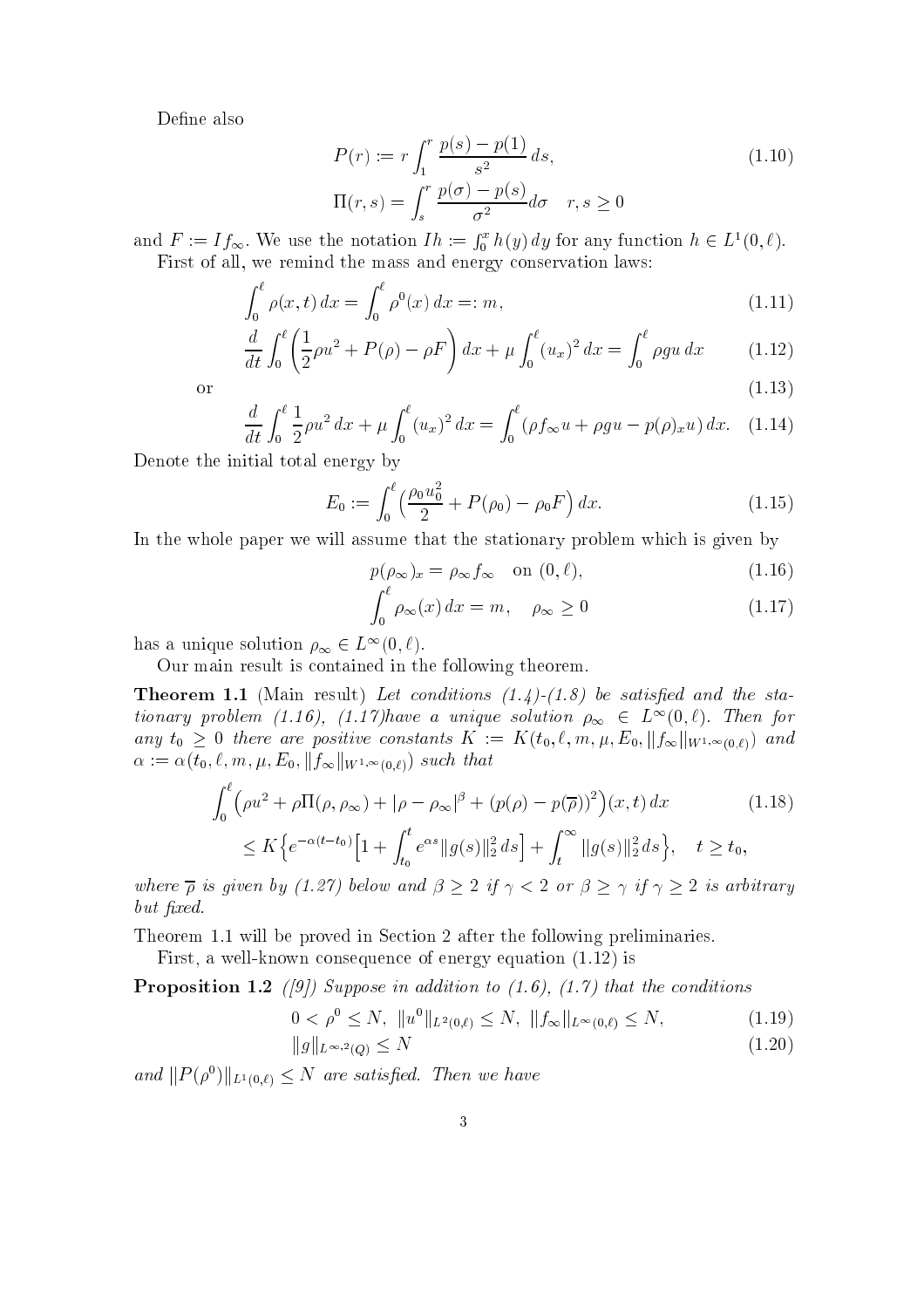Define also

$$
P(r) := r \int_1^r \frac{p(s) - p(1)}{s^2}\, ds, \tag{1.10}
$$

$$
\Pi(r,s) = \int_s^r \frac{p(\sigma) - p(s)}{\sigma^2} d\sigma \quad r, s \geq 0
$$

and $F := If_\infty$. We use the notation $Ih := \int_0^x h(y)\, dy$ for any function $h \in L^1(0,\ell)$.

First of all, we remind the mass and energy conservation laws:

$$
\int_0^\ell \rho(x,t)\, dx = \int_0^\ell \rho^0(x)\, dx =: m, \tag{1.11}
$$

$$
\frac{d}{dt} \int_0^\ell \left( \frac{1}{2}\rho u^2 + P(\rho) - \rho F \right) dx + \mu \int_0^\ell (u_x)^2\, dx = \int_0^\ell \rho g u\, dx \tag{1.12}
$$

or (1.13)

$$
\frac{d}{dt} \int_0^\ell \frac{1}{2}\rho u^2\, dx + \mu \int_0^\ell (u_x)^2\, dx = \int_0^\ell (\rho f_\infty u + \rho g u - p(\rho)_x u)\, dx. \tag{1.14}
$$

Denote the initial total energy by

$$
E_0 := \int_0^\ell \Big( \frac{\rho_0 u_0^2}{2} + P(\rho_0) - \rho_0 F \Big)\, dx. \tag{1.15}
$$

In the whole paper we will assume that the stationary problem which is given by

$$
p(\rho_\infty)_x = \rho_\infty f_\infty \quad \text{on } (0,\ell), \tag{1.16}
$$

$$
\int_0^\ell \rho_\infty(x)\, dx = m, \quad \rho_\infty \geq 0 \tag{1.17}
$$

has a unique solution $\rho_\infty \in L^\infty(0,\ell)$.

Our main result is contained in the following theorem.

**Theorem 1.1** (Main result) *Let conditions (1.4)-(1.8) be satisfied and the stationary problem (1.16), (1.17)have a unique solution $\rho_\infty \in L^\infty(0,\ell)$. Then for any $t_0 \geq 0$ there are positive constants $K := K(t_0, \ell, m, \mu, E_0, \|f_\infty\|_{W^{1,\infty}(0,\ell)})$ and $\alpha := \alpha(t_0, \ell, m, \mu, E_0, \|f_\infty\|_{W^{1,\infty}(0,\ell)})$ such that*

$$
\int_0^\ell \Big( \rho u^2 + \rho \Pi(\rho, \rho_\infty) + |\rho - \rho_\infty|^\beta + (p(\rho) - p(\overline{\rho}))^2 \Big)(x,t)\, dx \tag{1.18}
$$

$$
\leq K \Big\{ e^{-\alpha(t-t_0)} \Big[ 1 + \int_{t_0}^t e^{\alpha s} \|g(s)\|_2^2\, ds \Big] + \int_t^\infty \|g(s)\|_2^2\, ds \Big\}, \quad t \geq t_0,
$$

*where $\overline{\rho}$ is given by (1.27) below and $\beta \geq 2$ if $\gamma < 2$ or $\beta \geq \gamma$ if $\gamma \geq 2$ is arbitrary but fixed.*

Theorem 1.1 will be proved in Section 2 after the following preliminaries.

First, a well-known consequence of energy equation (1.12) is

**Proposition 1.2** *([9]) Suppose in addition to (1.6), (1.7) that the conditions*

$$
0 < \rho^0 \leq N, \ \|u^0\|_{L^2(0,\ell)} \leq N, \ \|f_\infty\|_{L^\infty(0,\ell)} \leq N, \tag{1.19}
$$

$$
\|g\|_{L^{\infty,2}(Q)} \leq N \tag{1.20}
$$

*and $\|P(\rho^0)\|_{L^1(0,\ell)} \leq N$ are satisfied. Then we have*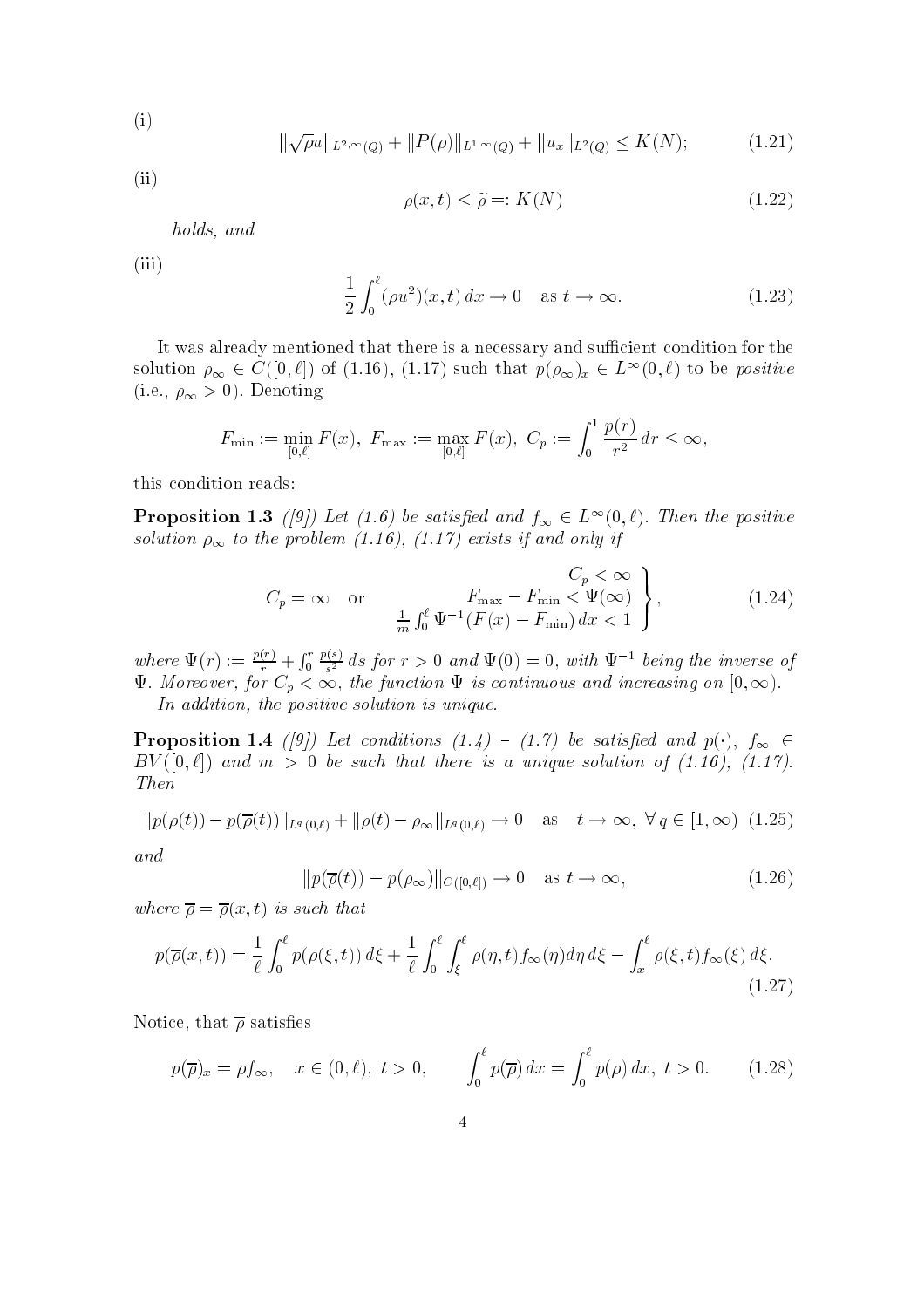(i)

$$\|\sqrt{\rho}u\|_{L^{2,\infty}(Q)} + \|P(\rho)\|_{L^{1,\infty}(Q)} + \|u_x\|_{L^2(Q)} \le K(N); \tag{1.21}$$

(ii)

$$\rho(x,t) \le \widetilde{\rho} =: K(N) \tag{1.22}$$

*holds, and*

(iii)

$$\frac{1}{2}\int_0^\ell (\rho u^2)(x,t)\,dx \to 0 \quad \text{as } t \to \infty. \tag{1.23}$$

It was already mentioned that there is a necessary and sufficient condition for the solution $\rho_\infty \in C([0,\ell])$ of (1.16), (1.17) such that $p(\rho_\infty)_x \in L^\infty(0,\ell)$ to be *positive* (i.e., $\rho_\infty > 0$). Denoting

$$F_{\min} := \min_{[0,\ell]} F(x),\ F_{\max} := \max_{[0,\ell]} F(x),\ C_p := \int_0^1 \frac{p(r)}{r^2}\,dr \le \infty,$$

this condition reads:

**Proposition 1.3** *([9]) Let (1.6) be satisfied and $f_\infty \in L^\infty(0,\ell)$. Then the positive solution $\rho_\infty$ to the problem (1.16), (1.17) exists if and only if*

$$C_p = \infty \quad \text{or} \quad \left.\begin{array}{r} C_p < \infty \\ F_{\max} - F_{\min} < \Psi(\infty) \\ \frac{1}{m}\int_0^\ell \Psi^{-1}(F(x) - F_{\min})\,dx < 1 \end{array}\right\}, \tag{1.24}$$

*where $\Psi(r) := \frac{p(r)}{r} + \int_0^r \frac{p(s)}{s^2}\,ds$ for $r > 0$ and $\Psi(0) = 0$, with $\Psi^{-1}$ being the inverse of $\Psi$. Moreover, for $C_p < \infty$, the function $\Psi$ is continuous and increasing on $[0,\infty)$.*

*In addition, the positive solution is unique.*

**Proposition 1.4** *([9]) Let conditions (1.4) – (1.7) be satisfied and $p(\cdot)$, $f_\infty \in BV([0,\ell])$ and $m > 0$ be such that there is a unique solution of (1.16), (1.17). Then*

$$\|p(\rho(t)) - p(\overline{\rho}(t))\|_{L^q(0,\ell)} + \|\rho(t) - \rho_\infty\|_{L^q(0,\ell)} \to 0 \quad \text{as} \quad t \to \infty,\ \forall\, q \in [1,\infty) \tag{1.25}$$

*and*

$$\|p(\overline{\rho}(t)) - p(\rho_\infty)\|_{C([0,\ell])} \to 0 \quad \text{as } t \to \infty, \tag{1.26}$$

*where $\overline{\rho} = \overline{\rho}(x,t)$ is such that*

$$p(\overline{\rho}(x,t)) = \frac{1}{\ell}\int_0^\ell p(\rho(\xi,t))\,d\xi + \frac{1}{\ell}\int_0^\ell \int_\xi^\ell \rho(\eta,t) f_\infty(\eta)d\eta\,d\xi - \int_x^\ell \rho(\xi,t) f_\infty(\xi)\,d\xi. \tag{1.27}$$

Notice, that $\overline{\rho}$ satisfies

$$p(\overline{\rho})_x = \rho f_\infty, \quad x \in (0,\ell),\ t > 0, \qquad \int_0^\ell p(\overline{\rho})\,dx = \int_0^\ell p(\rho)\,dx,\ t > 0. \tag{1.28}$$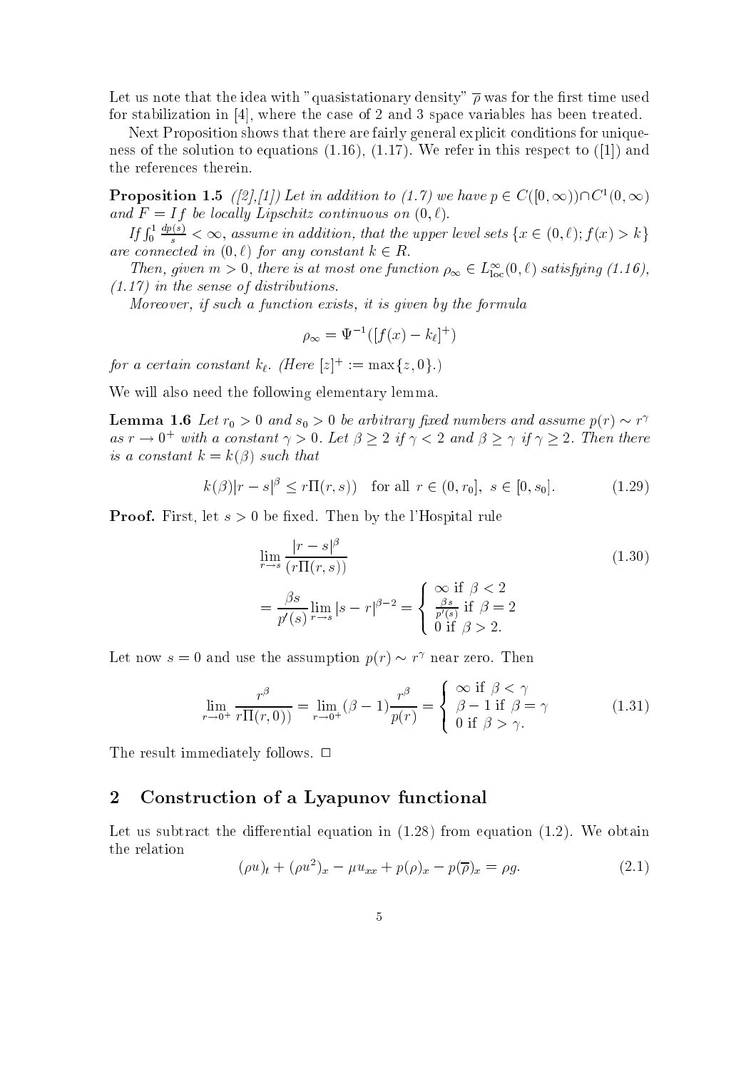Let us note that the idea with "quasistationary density" $\overline{\rho}$ was for the first time used for stabilization in [4], where the case of 2 and 3 space variables has been treated.

Next Proposition shows that there are fairly general explicit conditions for uniqueness of the solution to equations (1.16), (1.17). We refer in this respect to ([1]) and the references therein.

**Proposition 1.5** *([2],[1]) Let in addition to (1.7) we have $p \in C([0,\infty)) \cap C^1(0,\infty)$ and $F = If$ be locally Lipschitz continuous on $(0,\ell)$.*

*If $\int_0^1 \frac{dp(s)}{s} < \infty$, assume in addition, that the upper level sets $\{x \in (0,\ell); f(x) > k\}$ are connected in $(0,\ell)$ for any constant $k \in R$.*

*Then, given $m > 0$, there is at most one function $\rho_\infty \in L^\infty_{\mathrm{loc}}(0,\ell)$ satisfying (1.16), (1.17) in the sense of distributions.*

*Moreover, if such a function exists, it is given by the formula*

$$\rho_\infty = \Psi^{-1}([f(x) - k_\ell]^+)$$

*for a certain constant $k_\ell$. (Here $[z]^+ := \max\{z, 0\}$.)*

We will also need the following elementary lemma.

**Lemma 1.6** *Let $r_0 > 0$ and $s_0 > 0$ be arbitrary fixed numbers and assume $p(r) \sim r^\gamma$ as $r \to 0^+$ with a constant $\gamma > 0$. Let $\beta \geq 2$ if $\gamma < 2$ and $\beta \geq \gamma$ if $\gamma \geq 2$. Then there is a constant $k = k(\beta)$ such that*

$$k(\beta)|r - s|^\beta \leq r\Pi(r,s)) \quad \text{for all } r \in (0, r_0],\ s \in [0, s_0]. \tag{1.29}$$

**Proof.** First, let $s > 0$ be fixed. Then by the l'Hospital rule

$$\lim_{r \to s} \frac{|r-s|^\beta}{(r\Pi(r,s))} = \frac{\beta s}{p'(s)} \lim_{r \to s} |s-r|^{\beta - 2} = \begin{cases} \infty \text{ if } \beta < 2 \\ \frac{\beta s}{p'(s)} \text{ if } \beta = 2 \\ 0 \text{ if } \beta > 2. \end{cases} \tag{1.30}$$

Let now $s = 0$ and use the assumption $p(r) \sim r^\gamma$ near zero. Then

$$\lim_{r \to 0^+} \frac{r^\beta}{r\Pi(r,0))} = \lim_{r \to 0^+} (\beta - 1) \frac{r^\beta}{p(r)} = \begin{cases} \infty \text{ if } \beta < \gamma \\ \beta - 1 \text{ if } \beta = \gamma \\ 0 \text{ if } \beta > \gamma. \end{cases} \tag{1.31}$$

The result immediately follows. □

## 2 Construction of a Lyapunov functional

Let us subtract the differential equation in (1.28) from equation (1.2). We obtain the relation

$$(\rho u)_t + (\rho u^2)_x - \mu u_{xx} + p(\rho)_x - p(\overline{\rho})_x = \rho g. \tag{2.1}$$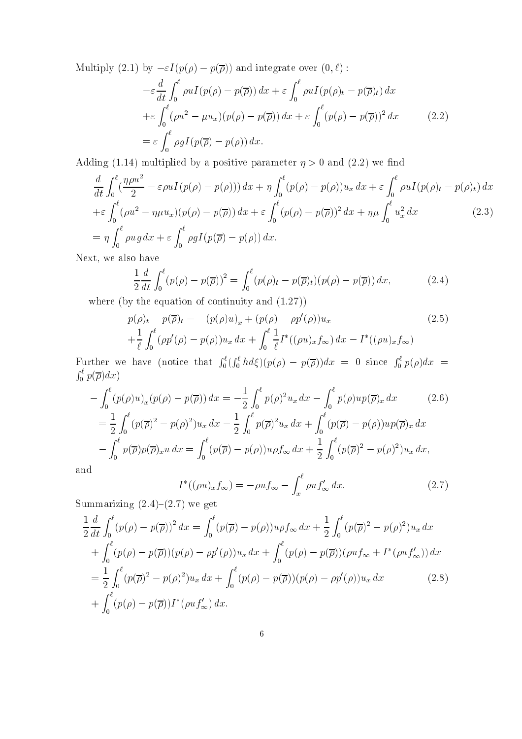Multiply (2.1) by $-\varepsilon I(p(\rho)-p(\overline{\rho}))$ and integrate over $(0,\ell)$ :

$$
\begin{aligned}
&-\varepsilon\frac{d}{dt}\int_0^\ell \rho u I(p(\rho)-p(\overline{\rho}))\,dx+\varepsilon\int_0^\ell \rho u I(p(\rho)_t-p(\overline{\rho})_t)\,dx\\
&+\varepsilon\int_0^\ell(\rho u^2-\mu u_x)(p(\rho)-p(\overline{\rho}))\,dx+\varepsilon\int_0^\ell(p(\rho)-p(\overline{\rho}))^2\,dx \qquad (2.2)\\
&=\varepsilon\int_0^\ell \rho g I(p(\overline{\rho})-p(\rho))\,dx.
\end{aligned}
$$

Adding (1.14) multiplied by a positive parameter $\eta>0$ and (2.2) we find

$$
\begin{aligned}
&\frac{d}{dt}\int_0^\ell\left(\frac{\eta\rho u^2}{2}-\varepsilon\rho u I(p(\rho)-p(\overline{\rho}))\right)dx+\eta\int_0^\ell(p(\overline{\rho})-p(\rho))u_x\,dx+\varepsilon\int_0^\ell\rho u I(p(\rho)_t-p(\overline{\rho})_t)\,dx\\
&+\varepsilon\int_0^\ell(\rho u^2-\eta\mu u_x)(p(\rho)-p(\overline{\rho}))\,dx+\varepsilon\int_0^\ell(p(\rho)-p(\overline{\rho}))^2\,dx+\eta\mu\int_0^\ell u_x^2\,dx \qquad (2.3)\\
&=\eta\int_0^\ell\rho u g\,dx+\varepsilon\int_0^\ell\rho g I(p(\overline{\rho})-p(\rho))\,dx.
\end{aligned}
$$

Next, we also have

$$
\frac{1}{2}\frac{d}{dt}\int_0^\ell(p(\rho)-p(\overline{\rho}))^2=\int_0^\ell(p(\rho)_t-p(\overline{\rho})_t)(p(\rho)-p(\overline{\rho}))\,dx, \qquad (2.4)
$$

where (by the equation of continuity and (1.27))

$$
\begin{aligned}
p(\rho)_t-p(\overline{\rho})_t&=-(p(\rho)u)_x+(p(\rho)-\rho p'(\rho))u_x \qquad (2.5)\\
&+\frac{1}{\ell}\int_0^\ell(\rho p'(\rho)-p(\rho))u_x\,dx+\int_0^\ell\frac{1}{\ell}I^*((\rho u)_x f_\infty)\,dx-I^*((\rho u)_x f_\infty)
\end{aligned}
$$

Further we have (notice that $\int_0^\ell(\int_0^\ell h\,d\xi)(p(\rho)-p(\overline{\rho}))dx=0$ since $\int_0^\ell p(\rho)dx=\int_0^\ell p(\overline{\rho})dx$)

$$
\begin{aligned}
&-\int_0^\ell(p(\rho)u)_x(p(\rho)-p(\overline{\rho}))\,dx=-\frac{1}{2}\int_0^\ell p(\rho)^2u_x\,dx-\int_0^\ell p(\rho)up(\overline{\rho})_x\,dx \qquad (2.6)\\
&=\frac{1}{2}\int_0^\ell(p(\overline{\rho})^2-p(\rho)^2)u_x\,dx-\frac{1}{2}\int_0^\ell p(\overline{\rho})^2u_x\,dx+\int_0^\ell(p(\overline{\rho})-p(\rho))up(\overline{\rho})_x\,dx\\
&-\int_0^\ell p(\overline{\rho})p(\overline{\rho})_x u\,dx=\int_0^\ell(p(\overline{\rho})-p(\rho))u\rho f_\infty\,dx+\frac{1}{2}\int_0^\ell(p(\overline{\rho})^2-p(\rho)^2)u_x\,dx,
\end{aligned}
$$

and

$$
I^*((\rho u)_x f_\infty)=-\rho u f_\infty-\int_x^\ell\rho u f'_\infty\,dx. \qquad (2.7)
$$

Summarizing (2.4)–(2.7) we get

$$
\begin{aligned}
&\frac{1}{2}\frac{d}{dt}\int_0^\ell(p(\rho)-p(\overline{\rho}))^2\,dx=\int_0^\ell(p(\overline{\rho})-p(\rho))u\rho f_\infty\,dx+\frac{1}{2}\int_0^\ell(p(\overline{\rho})^2-p(\rho)^2)u_x\,dx\\
&+\int_0^\ell(p(\rho)-p(\overline{\rho}))(p(\rho)-\rho p'(\rho))u_x\,dx+\int_0^\ell(p(\rho)-p(\overline{\rho}))(\rho u f_\infty+I^*(\rho u f'_\infty))\,dx\\
&=\frac{1}{2}\int_0^\ell(p(\overline{\rho})^2-p(\rho)^2)u_x\,dx+\int_0^\ell(p(\rho)-p(\overline{\rho}))(p(\rho)-\rho p'(\rho))u_x\,dx \qquad (2.8)\\
&+\int_0^\ell(p(\rho)-p(\overline{\rho}))I^*(\rho u f'_\infty)\,dx.
\end{aligned}
$$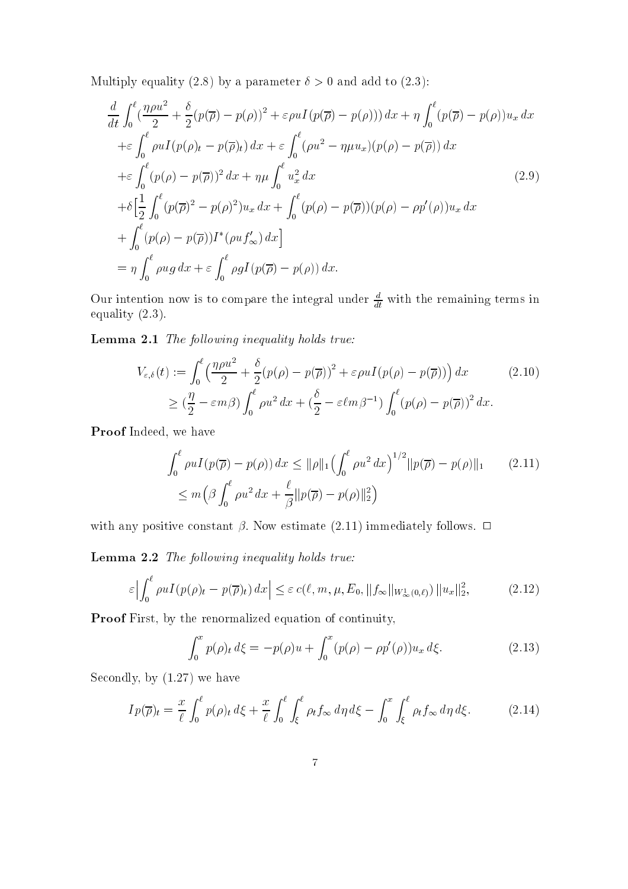Multiply equality (2.8) by a parameter $\delta > 0$ and add to (2.3):

$$
\begin{aligned}
&\frac{d}{dt}\int_0^\ell \Big(\frac{\eta\rho u^2}{2} + \frac{\delta}{2}(p(\overline{\rho}) - p(\rho))^2 + \varepsilon\rho u I(p(\overline{\rho}) - p(\rho))\Big)\,dx + \eta\int_0^\ell (p(\overline{\rho}) - p(\rho))u_x\,dx \\
&+\varepsilon\int_0^\ell \rho u I(p(\rho)_t - p(\overline{\rho})_t)\,dx + \varepsilon\int_0^\ell (\rho u^2 - \eta\mu u_x)(p(\rho) - p(\overline{\rho}))\,dx \\
&+\varepsilon\int_0^\ell (p(\rho) - p(\overline{\rho}))^2\,dx + \eta\mu\int_0^\ell u_x^2\,dx \\
&+\delta\Big[\frac{1}{2}\int_0^\ell (p(\overline{\rho})^2 - p(\rho)^2)u_x\,dx + \int_0^\ell (p(\rho) - p(\overline{\rho}))(p(\rho) - \rho p'(\rho))u_x\,dx \\
&+\int_0^\ell (p(\rho) - p(\overline{\rho}))I^*(\rho u f'_\infty)\,dx\Big] \\
&= \eta\int_0^\ell \rho u g\,dx + \varepsilon\int_0^\ell \rho g I(p(\overline{\rho}) - p(\rho))\,dx.
\end{aligned}
\tag{2.9}
$$

Our intention now is to compare the integral under $\frac{d}{dt}$ with the remaining terms in equality (2.3).

**Lemma 2.1** *The following inequality holds true:*

$$
\begin{aligned}
V_{\varepsilon,\delta}(t) &:= \int_0^\ell \Big(\frac{\eta\rho u^2}{2} + \frac{\delta}{2}(p(\rho) - p(\overline{\rho}))^2 + \varepsilon\rho u I(p(\rho) - p(\overline{\rho}))\Big)\,dx \\
&\geq \big(\frac{\eta}{2} - \varepsilon m\beta\big)\int_0^\ell \rho u^2\,dx + \big(\frac{\delta}{2} - \varepsilon\ell m\beta^{-1}\big)\int_0^\ell (p(\rho) - p(\overline{\rho}))^2\,dx.
\end{aligned}
\tag{2.10}
$$

**Proof** Indeed, we have

$$
\begin{aligned}
\int_0^\ell \rho u I(p(\overline{\rho}) - p(\rho))\,dx &\leq \|\rho\|_1\Big(\int_0^\ell \rho u^2\,dx\Big)^{1/2}\|p(\overline{\rho}) - p(\rho)\|_1 \\
&\leq m\Big(\beta\int_0^\ell \rho u^2\,dx + \frac{\ell}{\beta}\|p(\overline{\rho}) - p(\rho)\|_2^2\Big)
\end{aligned}
\tag{2.11}
$$

with any positive constant $\beta$. Now estimate (2.11) immediately follows. $\square$

**Lemma 2.2** *The following inequality holds true:*

$$
\varepsilon\Big|\int_0^\ell \rho u I(p(\rho)_t - p(\overline{\rho})_t)\,dx\Big| \leq \varepsilon\, c(\ell, m, \mu, E_0, \|f_\infty\|_{W^1_\infty(0,\ell)})\,\|u_x\|_2^2,
\tag{2.12}
$$

**Proof** First, by the renormalized equation of continuity,

$$
\int_0^x p(\rho)_t\,d\xi = -p(\rho)u + \int_0^x (p(\rho) - \rho p'(\rho))u_x\,d\xi.
\tag{2.13}
$$

Secondly, by (1.27) we have

$$
Ip(\overline{\rho})_t = \frac{x}{\ell}\int_0^\ell p(\rho)_t\,d\xi + \frac{x}{\ell}\int_0^\ell\int_\xi^\ell \rho_t f_\infty\,d\eta\,d\xi - \int_0^x\int_\xi^\ell \rho_t f_\infty\,d\eta\,d\xi.
\tag{2.14}
$$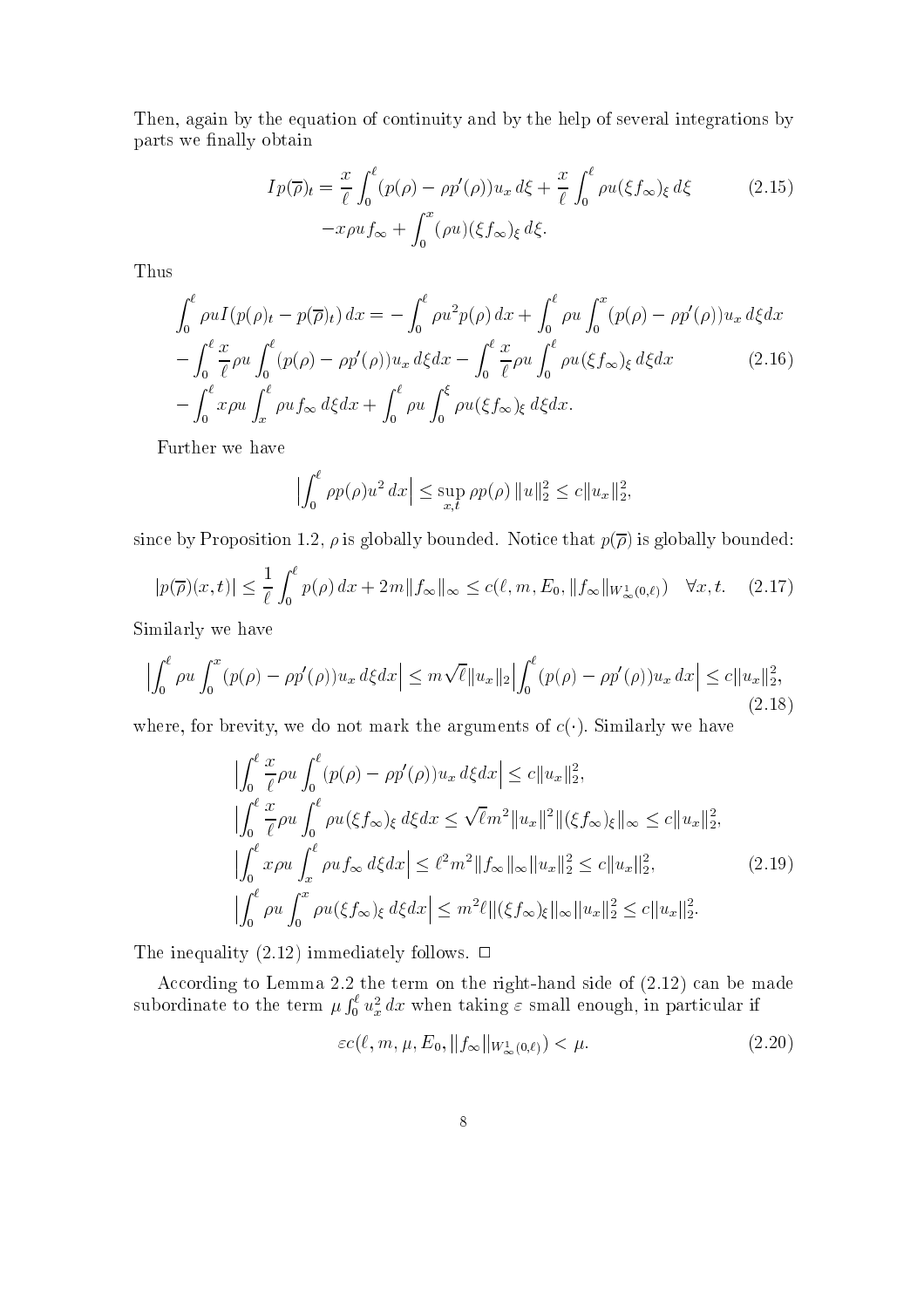Then, again by the equation of continuity and by the help of several integrations by parts we finally obtain

$$
\begin{aligned}
Ip(\overline{\rho})_t = \frac{x}{\ell}\int_0^\ell (p(\rho)-\rho p'(\rho))u_x\,d\xi + \frac{x}{\ell}\int_0^\ell \rho u(\xi f_\infty)_\xi\,d\xi \qquad (2.15)\\
-x\rho u f_\infty + \int_0^x (\rho u)(\xi f_\infty)_\xi\,d\xi.
\end{aligned}
$$

Thus

$$
\begin{aligned}
&\int_0^\ell \rho u I(p(\rho)_t - p(\overline{\rho})_t)\,dx = -\int_0^\ell \rho u^2 p(\rho)\,dx + \int_0^\ell \rho u \int_0^x (p(\rho)-\rho p'(\rho))u_x\,d\xi dx\\
&-\int_0^\ell \frac{x}{\ell}\rho u \int_0^\ell (p(\rho)-\rho p'(\rho))u_x\,d\xi dx - \int_0^\ell \frac{x}{\ell}\rho u\int_0^\ell \rho u(\xi f_\infty)_\xi\,d\xi dx \qquad (2.16)\\
&-\int_0^\ell x\rho u\int_x^\ell \rho u f_\infty\,d\xi dx + \int_0^\ell \rho u\int_0^\xi \rho u(\xi f_\infty)_\xi\,d\xi dx.
\end{aligned}
$$

Further we have

$$
\Big|\int_0^\ell \rho p(\rho)u^2\,dx\Big| \le \sup_{x,t}\rho p(\rho)\,\|u\|_2^2 \le c\|u_x\|_2^2,
$$

since by Proposition 1.2, $\rho$ is globally bounded. Notice that $p(\overline{\rho})$ is globally bounded:

$$
|p(\overline{\rho})(x,t)| \le \frac{1}{\ell}\int_0^\ell p(\rho)\,dx + 2m\|f_\infty\|_\infty \le c(\ell, m, E_0, \|f_\infty\|_{W^1_\infty(0,\ell)}) \quad \forall x,t. \qquad (2.17)
$$

Similarly we have

$$
\Big|\int_0^\ell \rho u\int_0^x (p(\rho)-\rho p'(\rho))u_x\,d\xi dx\Big| \le m\sqrt{\ell}\|u_x\|_2\Big|\int_0^\ell (p(\rho)-\rho p'(\rho))u_x\,dx\Big| \le c\|u_x\|_2^2, \qquad (2.18)
$$

where, for brevity, we do not mark the arguments of $c(\cdot)$. Similarly we have

$$
\begin{aligned}
&\Big|\int_0^\ell \frac{x}{\ell}\rho u\int_0^\ell (p(\rho)-\rho p'(\rho))u_x\,d\xi dx\Big| \le c\|u_x\|_2^2,\\
&\Big|\int_0^\ell \frac{x}{\ell}\rho u\int_0^\ell \rho u(\xi f_\infty)_\xi\,d\xi dx \le \sqrt{\ell}m^2\|u_x\|^2\|(\xi f_\infty)_\xi\|_\infty \le c\|u_x\|_2^2,\\
&\Big|\int_0^\ell x\rho u\int_x^\ell \rho u f_\infty\,d\xi dx\Big| \le \ell^2 m^2\|f_\infty\|_\infty\|u_x\|_2^2 \le c\|u_x\|_2^2, \qquad (2.19)\\
&\Big|\int_0^\ell \rho u\int_0^x \rho u(\xi f_\infty)_\xi\,d\xi dx\Big| \le m^2\ell\|(\xi f_\infty)_\xi\|_\infty\|u_x\|_2^2 \le c\|u_x\|_2^2.
\end{aligned}
$$

The inequality (2.12) immediately follows. $\square$

According to Lemma 2.2 the term on the right-hand side of (2.12) can be made subordinate to the term $\mu\int_0^\ell u_x^2\,dx$ when taking $\varepsilon$ small enough, in particular if

$$
\varepsilon c(\ell, m, \mu, E_0, \|f_\infty\|_{W^1_\infty(0,\ell)}) < \mu. \qquad (2.20)
$$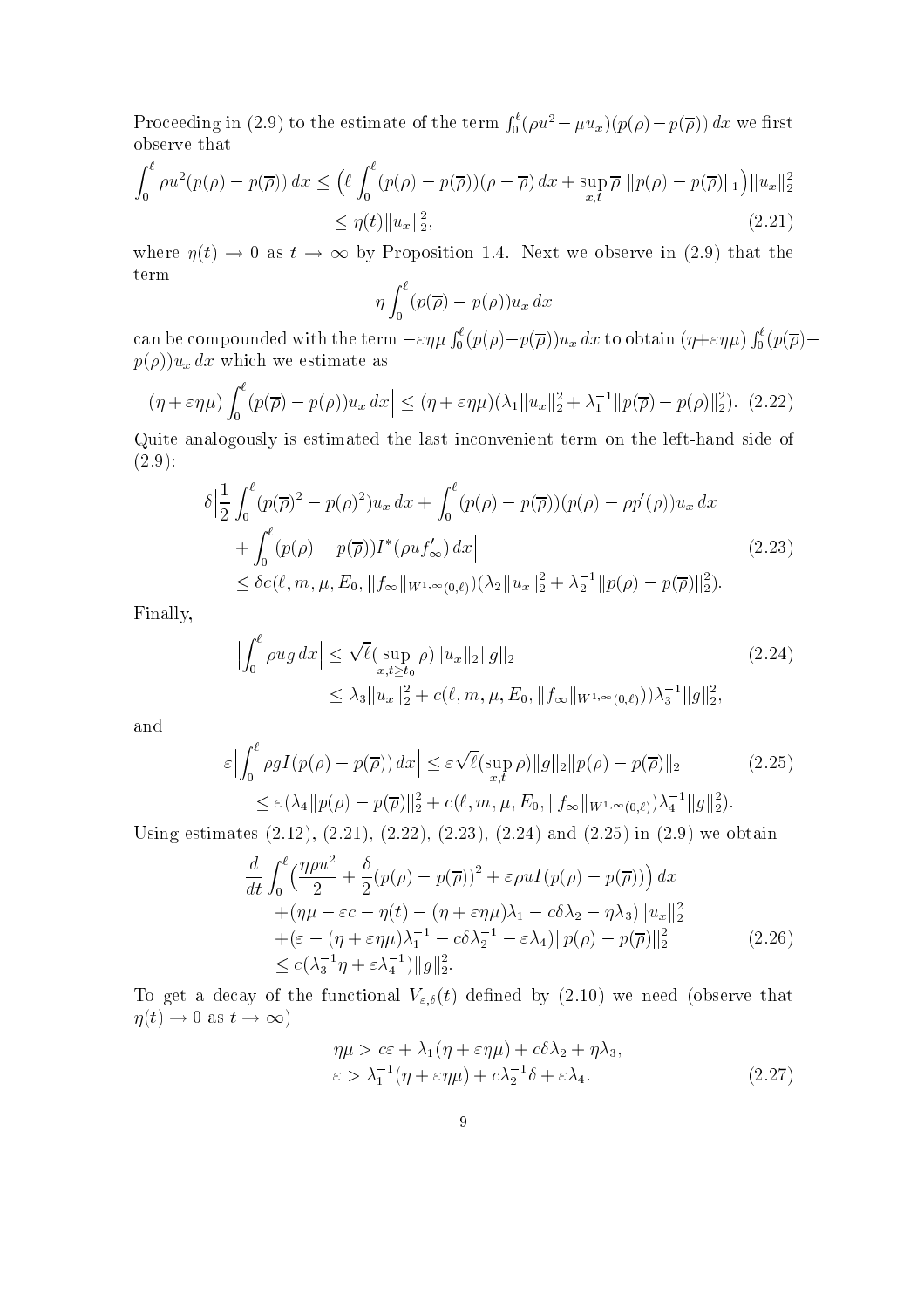Proceeding in (2.9) to the estimate of the term $\int_0^\ell (\rho u^2 - \mu u_x)(p(\rho) - p(\overline{\rho}))\,dx$ we first observe that

$$\int_0^\ell \rho u^2 (p(\rho) - p(\overline{\rho}))\,dx \le \Big(\ell \int_0^\ell (p(\rho) - p(\overline{\rho}))(\rho - \overline{\rho})\,dx + \sup_{x,t} \overline{\rho}\ \|p(\rho) - p(\overline{\rho})\|_1\Big) \|u_x\|_2^2$$
$$\le \eta(t) \|u_x\|_2^2, \tag{2.21}$$

where $\eta(t) \to 0$ as $t \to \infty$ by Proposition 1.4. Next we observe in (2.9) that the term

$$\eta \int_0^\ell (p(\overline{\rho}) - p(\rho)) u_x\,dx$$

can be compounded with the term $-\varepsilon\eta\mu \int_0^\ell (p(\rho) - p(\overline{\rho})) u_x\,dx$ to obtain $(\eta + \varepsilon\eta\mu) \int_0^\ell (p(\overline{\rho}) - p(\rho)) u_x\,dx$ which we estimate as

$$\Big|(\eta + \varepsilon\eta\mu) \int_0^\ell (p(\overline{\rho}) - p(\rho)) u_x\,dx\Big| \le (\eta + \varepsilon\eta\mu)(\lambda_1 \|u_x\|_2^2 + \lambda_1^{-1} \|p(\overline{\rho}) - p(\rho)\|_2^2). \tag{2.22}$$

Quite analogously is estimated the last inconvenient term on the left-hand side of (2.9):

$$\delta\Big|\frac{1}{2} \int_0^\ell (p(\overline{\rho})^2 - p(\rho)^2) u_x\,dx + \int_0^\ell (p(\rho) - p(\overline{\rho}))(p(\rho) - \rho p'(\rho)) u_x\,dx$$
$$+ \int_0^\ell (p(\rho) - p(\overline{\rho})) I^*(\rho u f'_\infty)\,dx\Big| \tag{2.23}$$
$$\le \delta c(\ell, m, \mu, E_0, \|f_\infty\|_{W^{1,\infty}(0,\ell)})(\lambda_2 \|u_x\|_2^2 + \lambda_2^{-1} \|p(\rho) - p(\overline{\rho})\|_2^2).$$

Finally,

$$\Big|\int_0^\ell \rho u g\,dx\Big| \le \sqrt{\ell} (\sup_{x, t \ge t_0} \rho) \|u_x\|_2 \|g\|_2 \tag{2.24}$$
$$\le \lambda_3 \|u_x\|_2^2 + c(\ell, m, \mu, E_0, \|f_\infty\|_{W^{1,\infty}(0,\ell)}) \lambda_3^{-1} \|g\|_2^2,$$

and

$$\varepsilon\Big|\int_0^\ell \rho g I(p(\rho) - p(\overline{\rho}))\,dx\Big| \le \varepsilon \sqrt{\ell} (\sup_{x,t} \rho) \|g\|_2 \|p(\rho) - p(\overline{\rho})\|_2 \tag{2.25}$$
$$\le \varepsilon (\lambda_4 \|p(\rho) - p(\overline{\rho})\|_2^2 + c(\ell, m, E_0, \|f_\infty\|_{W^{1,\infty}(0,\ell)}) \lambda_4^{-1} \|g\|_2^2).$$

Using estimates (2.12), (2.21), (2.22), (2.23), (2.24) and (2.25) in (2.9) we obtain

$$\frac{d}{dt} \int_0^\ell \Big(\frac{\eta \rho u^2}{2} + \frac{\delta}{2} (p(\rho) - p(\overline{\rho}))^2 + \varepsilon \rho u I(p(\rho) - p(\overline{\rho}))\Big)\,dx$$
$$+ (\eta\mu - \varepsilon c - \eta(t) - (\eta + \varepsilon\eta\mu)\lambda_1 - c\delta\lambda_2 - \eta\lambda_3) \|u_x\|_2^2$$
$$+ (\varepsilon - (\eta + \varepsilon\eta\mu)\lambda_1^{-1} - c\delta\lambda_2^{-1} - \varepsilon\lambda_4) \|p(\rho) - p(\overline{\rho})\|_2^2 \tag{2.26}$$
$$\le c(\lambda_3^{-1}\eta + \varepsilon\lambda_4^{-1}) \|g\|_2^2.$$

To get a decay of the functional $V_{\varepsilon,\delta}(t)$ defined by (2.10) we need (observe that $\eta(t) \to 0$ as $t \to \infty$)

$$\eta\mu > c\varepsilon + \lambda_1(\eta + \varepsilon\eta\mu) + c\delta\lambda_2 + \eta\lambda_3,$$
$$\varepsilon > \lambda_1^{-1}(\eta + \varepsilon\eta\mu) + c\lambda_2^{-1}\delta + \varepsilon\lambda_4. \tag{2.27}$$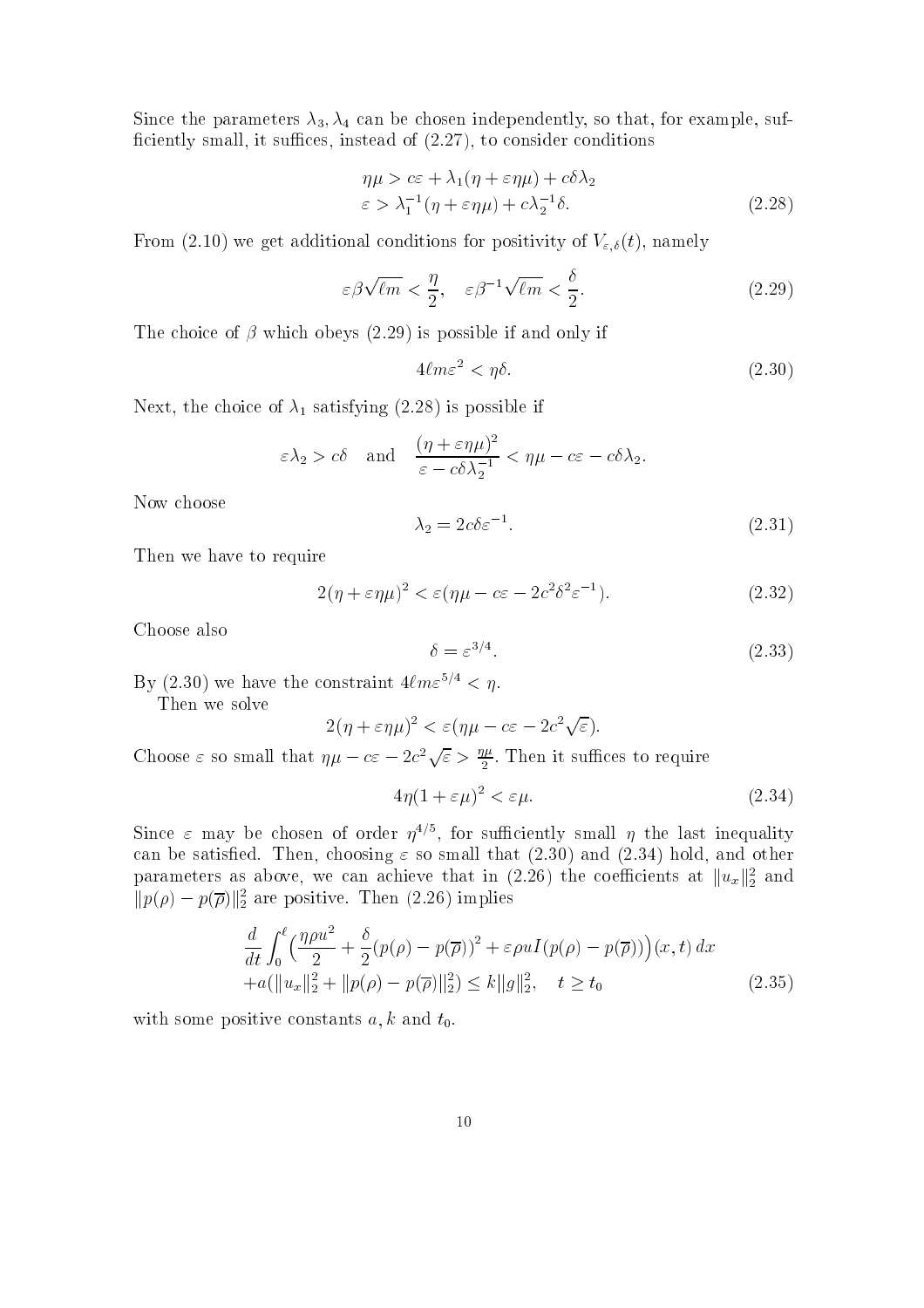Since the parameters $\lambda_3, \lambda_4$ can be chosen independently, so that, for example, sufficiently small, it suffices, instead of (2.27), to consider conditions

$$
\begin{aligned}
\eta\mu &> c\varepsilon + \lambda_1(\eta + \varepsilon\eta\mu) + c\delta\lambda_2 \\
\varepsilon &> \lambda_1^{-1}(\eta + \varepsilon\eta\mu) + c\lambda_2^{-1}\delta.
\end{aligned} \tag{2.28}
$$

From (2.10) we get additional conditions for positivity of $V_{\varepsilon,\delta}(t)$, namely

$$
\varepsilon\beta\sqrt{\ell m} < \frac{\eta}{2}, \quad \varepsilon\beta^{-1}\sqrt{\ell m} < \frac{\delta}{2}. \tag{2.29}
$$

The choice of $\beta$ which obeys (2.29) is possible if and only if

$$
4\ell m\varepsilon^2 < \eta\delta. \tag{2.30}
$$

Next, the choice of $\lambda_1$ satisfying (2.28) is possible if

$$
\varepsilon\lambda_2 > c\delta \quad \text{and} \quad \frac{(\eta + \varepsilon\eta\mu)^2}{\varepsilon - c\delta\lambda_2^{-1}} < \eta\mu - c\varepsilon - c\delta\lambda_2.
$$

Now choose

$$
\lambda_2 = 2c\delta\varepsilon^{-1}. \tag{2.31}
$$

Then we have to require

$$
2(\eta + \varepsilon\eta\mu)^2 < \varepsilon(\eta\mu - c\varepsilon - 2c^2\delta^2\varepsilon^{-1}). \tag{2.32}
$$

Choose also

$$
\delta = \varepsilon^{3/4}. \tag{2.33}
$$

By (2.30) we have the constraint $4\ell m\varepsilon^{5/4} < \eta$.

Then we solve

$$
2(\eta + \varepsilon\eta\mu)^2 < \varepsilon(\eta\mu - c\varepsilon - 2c^2\sqrt{\varepsilon}).
$$

Choose $\varepsilon$ so small that $\eta\mu - c\varepsilon - 2c^2\sqrt{\varepsilon} > \frac{\eta\mu}{2}$. Then it suffices to require

$$
4\eta(1 + \varepsilon\mu)^2 < \varepsilon\mu. \tag{2.34}
$$

Since $\varepsilon$ may be chosen of order $\eta^{4/5}$, for sufficiently small $\eta$ the last inequality can be satisfied. Then, choosing $\varepsilon$ so small that (2.30) and (2.34) hold, and other parameters as above, we can achieve that in (2.26) the coefficients at $\|u_x\|_2^2$ and $\|p(\rho) - p(\overline{\rho})\|_2^2$ are positive. Then (2.26) implies

$$
\begin{aligned}
&\frac{d}{dt}\int_0^\ell \Big(\frac{\eta\rho u^2}{2} + \frac{\delta}{2}(p(\rho) - p(\overline{\rho}))^2 + \varepsilon\rho u I(p(\rho) - p(\overline{\rho}))\Big)(x,t)\,dx \\
&+ a(\|u_x\|_2^2 + \|p(\rho) - p(\overline{\rho})\|_2^2) \le k\|g\|_2^2, \quad t \ge t_0
\end{aligned} \tag{2.35}
$$

with some positive constants $a, k$ and $t_0$.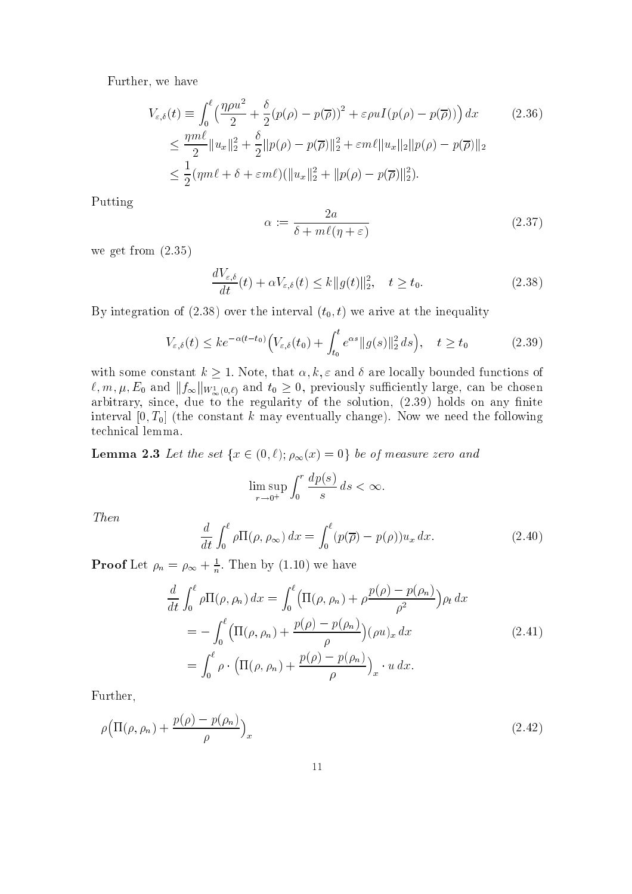Further, we have

$$
\begin{aligned}
V_{\varepsilon,\delta}(t) &\equiv \int_0^\ell \Big(\frac{\eta\rho u^2}{2} + \frac{\delta}{2}\big(p(\rho)-p(\overline{\rho})\big)^2 + \varepsilon\rho u I(p(\rho)-p(\overline{\rho}))\Big)\,dx \\
&\le \frac{\eta m\ell}{2}\|u_x\|_2^2 + \frac{\delta}{2}\|p(\rho)-p(\overline{\rho})\|_2^2 + \varepsilon m\ell\|u_x\|_2\|p(\rho)-p(\overline{\rho})\|_2 \\
&\le \frac{1}{2}(\eta m\ell + \delta + \varepsilon m\ell)(\|u_x\|_2^2 + \|p(\rho)-p(\overline{\rho})\|_2^2).
\end{aligned}
\tag{2.36}
$$

Putting

$$
\alpha := \frac{2a}{\delta + m\ell(\eta+\varepsilon)} \tag{2.37}
$$

we get from (2.35)

$$
\frac{dV_{\varepsilon,\delta}}{dt}(t) + \alpha V_{\varepsilon,\delta}(t) \le k\|g(t)\|_2^2, \quad t \ge t_0. \tag{2.38}
$$

By integration of (2.38) over the interval $(t_0,t)$ we arive at the inequality

$$
V_{\varepsilon,\delta}(t) \le k e^{-\alpha(t-t_0)}\Big(V_{\varepsilon,\delta}(t_0) + \int_{t_0}^t e^{\alpha s}\|g(s)\|_2^2\,ds\Big), \quad t \ge t_0 \tag{2.39}
$$

with some constant $k \ge 1$. Note, that $\alpha, k, \varepsilon$ and $\delta$ are locally bounded functions of $\ell, m, \mu, E_0$ and $\|f_\infty\|_{W^1_\infty(0,\ell)}$ and $t_0 \ge 0$, previously sufficiently large, can be chosen arbitrary, since, due to the regularity of the solution, (2.39) holds on any finite interval $[0,T_0]$ (the constant $k$ may eventually change). Now we need the following technical lemma.

**Lemma 2.3** *Let the set $\{x \in (0,\ell);\, \rho_\infty(x) = 0\}$ be of measure zero and*

$$
\limsup_{r\to 0^+} \int_0^r \frac{dp(s)}{s}\,ds < \infty.
$$

*Then*

$$
\frac{d}{dt}\int_0^\ell \rho\Pi(\rho,\rho_\infty)\,dx = \int_0^\ell (p(\overline{\rho}) - p(\rho))u_x\,dx. \tag{2.40}
$$

**Proof** Let $\rho_n = \rho_\infty + \frac{1}{n}$. Then by (1.10) we have

$$
\begin{aligned}
\frac{d}{dt}\int_0^\ell \rho\Pi(\rho,\rho_n)\,dx &= \int_0^\ell \Big(\Pi(\rho,\rho_n) + \rho\frac{p(\rho)-p(\rho_n)}{\rho^2}\Big)\rho_t\,dx \\
&= -\int_0^\ell \Big(\Pi(\rho,\rho_n) + \frac{p(\rho)-p(\rho_n)}{\rho}\Big)(\rho u)_x\,dx \\
&= \int_0^\ell \rho\cdot\Big(\Pi(\rho,\rho_n) + \frac{p(\rho)-p(\rho_n)}{\rho}\Big)_x \cdot u\,dx.
\end{aligned}
\tag{2.41}
$$

Further,

$$
\rho\Big(\Pi(\rho,\rho_n) + \frac{p(\rho)-p(\rho_n)}{\rho}\Big)_x \tag{2.42}
$$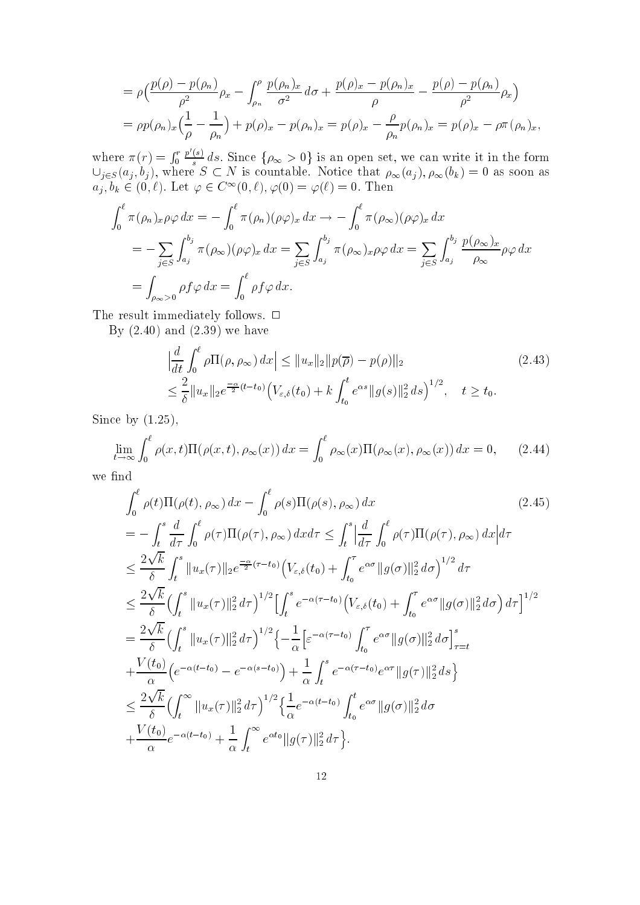$$
\begin{aligned}
&= \rho\Big(\frac{p(\rho)-p(\rho_n)}{\rho^2}\rho_x - \int_{\rho_n}^{\rho}\frac{p(\rho_n)_x}{\sigma^2}\,d\sigma + \frac{p(\rho)_x - p(\rho_n)_x}{\rho} - \frac{p(\rho)-p(\rho_n)}{\rho^2}\rho_x\Big)\\
&= \rho p(\rho_n)_x\Big(\frac{1}{\rho}-\frac{1}{\rho_n}\Big) + p(\rho)_x - p(\rho_n)_x = p(\rho)_x - \frac{\rho}{\rho_n}p(\rho_n)_x = p(\rho)_x - \rho\pi(\rho_n)_x,
\end{aligned}
$$

where $\pi(r) = \int_0^r \frac{p'(s)}{s}\,ds$. Since $\{\rho_\infty > 0\}$ is an open set, we can write it in the form $\cup_{j\in S}(a_j, b_j)$, where $S \subset N$ is countable. Notice that $\rho_\infty(a_j), \rho_\infty(b_k) = 0$ as soon as $a_j, b_k \in (0,\ell)$. Let $\varphi \in C^\infty(0,\ell)$, $\varphi(0) = \varphi(\ell) = 0$. Then

$$
\begin{aligned}
\int_0^\ell \pi(\rho_n)_x\rho\varphi\,dx &= -\int_0^\ell \pi(\rho_n)(\rho\varphi)_x\,dx \to -\int_0^\ell \pi(\rho_\infty)(\rho\varphi)_x\,dx\\
&= -\sum_{j\in S}\int_{a_j}^{b_j}\pi(\rho_\infty)(\rho\varphi)_x\,dx = \sum_{j\in S}\int_{a_j}^{b_j}\pi(\rho_\infty)_x\rho\varphi\,dx = \sum_{j\in S}\int_{a_j}^{b_j}\frac{p(\rho_\infty)_x}{\rho_\infty}\rho\varphi\,dx\\
&= \int_{\rho_\infty>0}\rho f\varphi\,dx = \int_0^\ell \rho f\varphi\,dx.
\end{aligned}
$$

The result immediately follows. □

By (2.40) and (2.39) we have

$$
\begin{aligned}
&\Big|\frac{d}{dt}\int_0^\ell \rho\Pi(\rho,\rho_\infty)\,dx\Big| \le \|u_x\|_2\|p(\overline{\rho}) - p(\rho)\|_2 \qquad (2.43)\\
&\le \frac{2}{\delta}\|u_x\|_2 e^{\frac{-\alpha}{2}(t-t_0)}\Big(V_{\varepsilon,\delta}(t_0) + k\int_{t_0}^t e^{\alpha s}\|g(s)\|_2^2\,ds\Big)^{1/2}, \quad t\ge t_0.
\end{aligned}
$$

Since by (1.25),

$$
\lim_{t\to\infty}\int_0^\ell \rho(x,t)\Pi(\rho(x,t),\rho_\infty(x))\,dx = \int_0^\ell \rho_\infty(x)\Pi(\rho_\infty(x),\rho_\infty(x))\,dx = 0, \qquad (2.44)
$$

we find

$$
\begin{aligned}
&\int_0^\ell \rho(t)\Pi(\rho(t),\rho_\infty)\,dx - \int_0^\ell \rho(s)\Pi(\rho(s),\rho_\infty)\,dx \qquad (2.45)\\
&= -\int_t^s \frac{d}{d\tau}\int_0^\ell \rho(\tau)\Pi(\rho(\tau),\rho_\infty)\,dx d\tau \le \int_t^s\Big|\frac{d}{d\tau}\int_0^\ell \rho(\tau)\Pi(\rho(\tau),\rho_\infty)\,dx\Big|d\tau\\
&\le \frac{2\sqrt{k}}{\delta}\int_t^s \|u_x(\tau)\|_2 e^{\frac{-\alpha}{2}(\tau-t_0)}\Big(V_{\varepsilon,\delta}(t_0) + \int_{t_0}^\tau e^{\alpha\sigma}\|g(\sigma)\|_2^2\,d\sigma\Big)^{1/2}d\tau\\
&\le \frac{2\sqrt{k}}{\delta}\Big(\int_t^s \|u_x(\tau)\|_2^2\,d\tau\Big)^{1/2}\Big[\int_t^s e^{-\alpha(\tau-t_0)}\Big(V_{\varepsilon,\delta}(t_0) + \int_{t_0}^\tau e^{\alpha\sigma}\|g(\sigma)\|_2^2\,d\sigma\Big)\,d\tau\Big]^{1/2}\\
&= \frac{2\sqrt{k}}{\delta}\Big(\int_t^s \|u_x(\tau)\|_2^2\,d\tau\Big)^{1/2}\Big\{-\frac{1}{\alpha}\Big[\varepsilon^{-\alpha(\tau-t_0)}\int_{t_0}^\tau e^{\alpha\sigma}\|g(\sigma)\|_2^2\,d\sigma\Big]_{\tau=t}^s\\
&+\frac{V(t_0)}{\alpha}\Big(e^{-\alpha(t-t_0)} - e^{-\alpha(s-t_0)}\Big) + \frac{1}{\alpha}\int_t^s e^{-\alpha(\tau-t_0)}e^{\alpha\tau}\|g(\tau)\|_2^2\,ds\Big\}\\
&\le \frac{2\sqrt{k}}{\delta}\Big(\int_t^\infty \|u_x(\tau)\|_2^2\,d\tau\Big)^{1/2}\Big\{\frac{1}{\alpha}e^{-\alpha(t-t_0)}\int_{t_0}^t e^{\alpha\sigma}\|g(\sigma)\|_2^2\,d\sigma\\
&+\frac{V(t_0)}{\alpha}e^{-\alpha(t-t_0)} + \frac{1}{\alpha}\int_t^\infty e^{\alpha t_0}\|g(\tau)\|_2^2\,d\tau\Big\}.
\end{aligned}
$$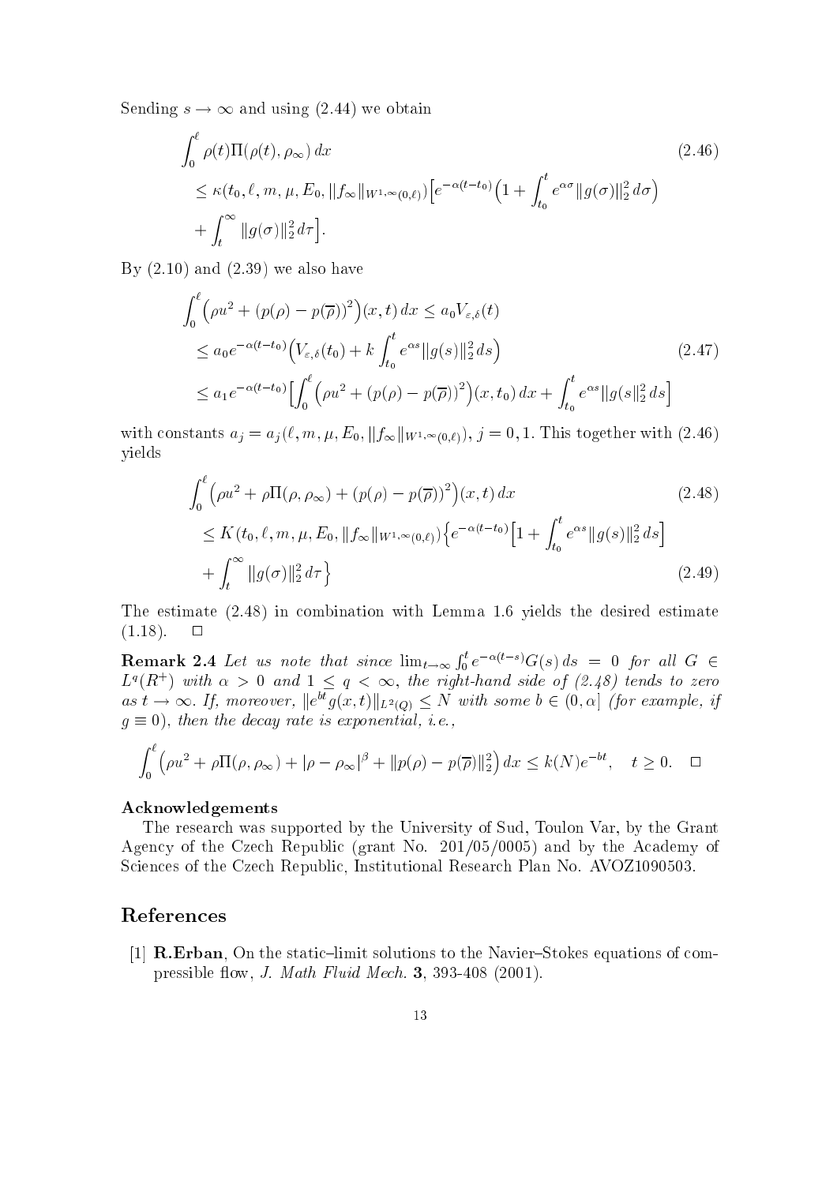Sending $s \to \infty$ and using (2.44) we obtain

$$
\begin{aligned}
&\int_0^\ell \rho(t)\Pi(\rho(t), \rho_\infty)\, dx \qquad (2.46)\\
&\le \kappa(t_0, \ell, m, \mu, E_0, \|f_\infty\|_{W^{1,\infty}(0,\ell)})\Big[e^{-\alpha(t-t_0)}\Big(1 + \int_{t_0}^t e^{\alpha\sigma}\|g(\sigma)\|_2^2\, d\sigma\Big)\\
&+ \int_t^\infty \|g(\sigma)\|_2^2\, d\tau\Big].
\end{aligned}
$$

By (2.10) and (2.39) we also have

$$
\begin{aligned}
&\int_0^\ell \Big(\rho u^2 + (p(\rho) - p(\overline{\rho}))^2\Big)(x,t)\, dx \le a_0 V_{\varepsilon,\delta}(t)\\
&\le a_0 e^{-\alpha(t-t_0)}\Big(V_{\varepsilon,\delta}(t_0) + k\int_{t_0}^t e^{\alpha s}\|g(s)\|_2^2\, ds\Big) \qquad (2.47)\\
&\le a_1 e^{-\alpha(t-t_0)}\Big[\int_0^\ell \Big(\rho u^2 + (p(\rho) - p(\overline{\rho}))^2\Big)(x,t_0)\, dx + \int_{t_0}^t e^{\alpha s}\|g(s\|_2^2\, ds\Big]
\end{aligned}
$$

with constants $a_j = a_j(\ell, m, \mu, E_0, \|f_\infty\|_{W^{1,\infty}(0,\ell)})$, $j = 0, 1$. This together with (2.46) yields

$$
\begin{aligned}
&\int_0^\ell \Big(\rho u^2 + \rho\Pi(\rho, \rho_\infty) + (p(\rho) - p(\overline{\rho}))^2\Big)(x,t)\, dx \qquad (2.48)\\
&\le K(t_0, \ell, m, \mu, E_0, \|f_\infty\|_{W^{1,\infty}(0,\ell)})\Big\{e^{-\alpha(t-t_0)}\Big[1 + \int_{t_0}^t e^{\alpha s}\|g(s)\|_2^2\, ds\Big]\\
&+ \int_t^\infty \|g(\sigma)\|_2^2\, d\tau\Big\} \qquad (2.49)
\end{aligned}
$$

The estimate (2.48) in combination with Lemma 1.6 yields the desired estimate (1.18). $\square$

**Remark 2.4** *Let us note that since* $\lim_{t\to\infty}\int_0^t e^{-\alpha(t-s)}G(s)\, ds = 0$ *for all* $G \in L^q(R^+)$ *with* $\alpha > 0$ *and* $1 \le q < \infty$, *the right-hand side of (2.48) tends to zero as* $t \to \infty$. *If, moreover,* $\|e^{bt}g(x,t)\|_{L^2(Q)} \le N$ *with some* $b \in (0, \alpha]$ *(for example, if* $g \equiv 0$*), then the decay rate is exponential, i.e.,*

$$
\int_0^\ell \Big(\rho u^2 + \rho\Pi(\rho, \rho_\infty) + |\rho - \rho_\infty|^\beta + \|p(\rho) - p(\overline{\rho})\|_2^2\Big)\, dx \le k(N)e^{-bt}, \quad t \ge 0. \quad \square
$$

### Acknowledgements

The research was supported by the University of Sud, Toulon Var, by the Grant Agency of the Czech Republic (grant No. 201/05/0005) and by the Academy of Sciences of the Czech Republic, Institutional Research Plan No. AVOZ1090503.

## References

[1] **R.Erban**, On the static–limit solutions to the Navier–Stokes equations of compressible flow, *J. Math Fluid Mech.* **3**, 393-408 (2001).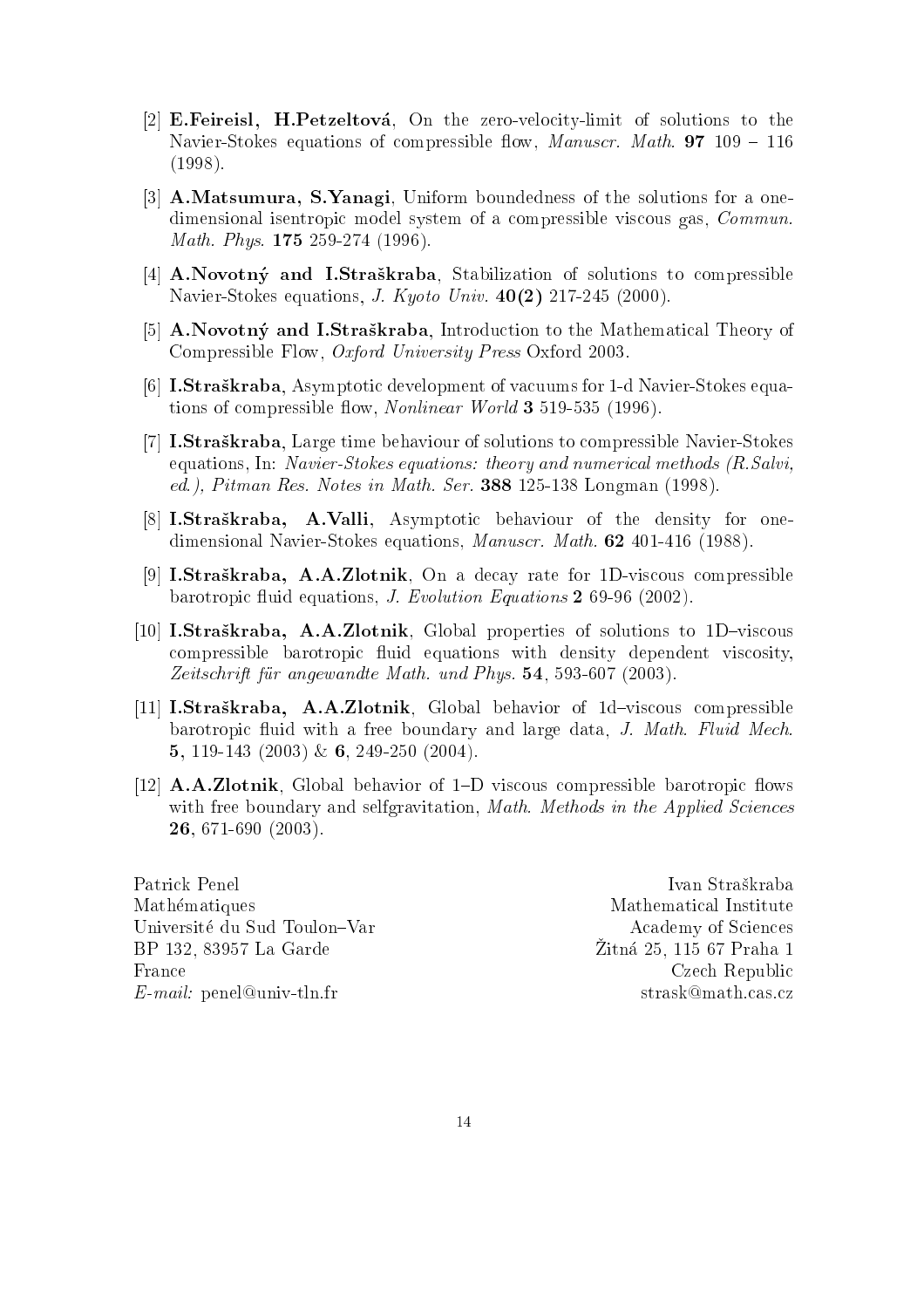[2] **E.Feireisl, H.Petzeltová**, On the zero-velocity-limit of solutions to the Navier-Stokes equations of compressible flow, *Manuscr. Math.* **97** 109 – 116 (1998).

[3] **A.Matsumura, S.Yanagi**, Uniform boundedness of the solutions for a one-dimensional isentropic model system of a compressible viscous gas, *Commun. Math. Phys.* **175** 259-274 (1996).

[4] **A.Novotný and I.Straškraba**, Stabilization of solutions to compressible Navier-Stokes equations, *J. Kyoto Univ.* **40(2)** 217-245 (2000).

[5] **A.Novotný and I.Straškraba**, Introduction to the Mathematical Theory of Compressible Flow, *Oxford University Press* Oxford 2003.

[6] **I.Straškraba**, Asymptotic development of vacuums for 1-d Navier-Stokes equations of compressible flow, *Nonlinear World* **3** 519-535 (1996).

[7] **I.Straškraba**, Large time behaviour of solutions to compressible Navier-Stokes equations, In: *Navier-Stokes equations: theory and numerical methods (R.Salvi, ed.), Pitman Res. Notes in Math. Ser.* **388** 125-138 Longman (1998).

[8] **I.Straškraba, A.Valli**, Asymptotic behaviour of the density for one-dimensional Navier-Stokes equations, *Manuscr. Math.* **62** 401-416 (1988).

[9] **I.Straškraba, A.A.Zlotnik**, On a decay rate for 1D-viscous compressible barotropic fluid equations, *J. Evolution Equations* **2** 69-96 (2002).

[10] **I.Straškraba, A.A.Zlotnik**, Global properties of solutions to 1D–viscous compressible barotropic fluid equations with density dependent viscosity, *Zeitschrift für angewandte Math. und Phys.* **54**, 593-607 (2003).

[11] **I.Straškraba, A.A.Zlotnik**, Global behavior of 1d–viscous compressible barotropic fluid with a free boundary and large data, *J. Math. Fluid Mech.* **5**, 119-143 (2003) & **6**, 249-250 (2004).

[12] **A.A.Zlotnik**, Global behavior of 1–D viscous compressible barotropic flows with free boundary and selfgravitation, *Math. Methods in the Applied Sciences* **26**, 671-690 (2003).

Patrick Penel
Mathématiques
Université du Sud Toulon–Var
BP 132, 83957 La Garde
France
*E-mail:* penel@univ-tln.fr

Ivan Straškraba
Mathematical Institute
Academy of Sciences
Žitná 25, 115 67 Praha 1
Czech Republic
strask@math.cas.cz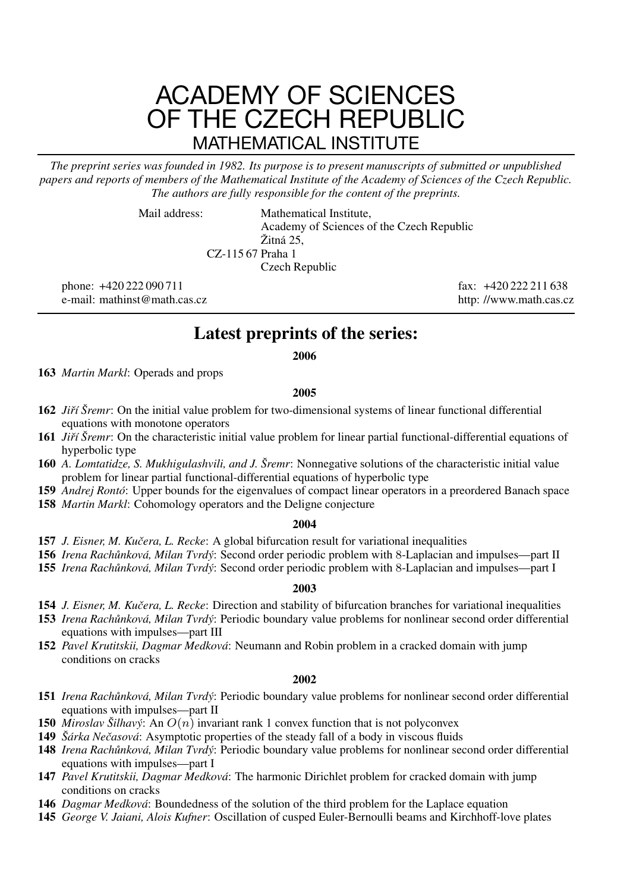# ACADEMY OF SCIENCES OF THE CZECH REPUBLIC

## MATHEMATICAL INSTITUTE

*The preprint series was founded in 1982. Its purpose is to present manuscripts of submitted or unpublished papers and reports of members of the Mathematical Institute of the Academy of Sciences of the Czech Republic. The authors are fully responsible for the content of the preprints.*

Mail address: Mathematical Institute,
Academy of Sciences of the Czech Republic
Žitná 25,
CZ-115 67 Praha 1
Czech Republic

phone: +420 222 090 711
fax: +420 222 211 638
e-mail: mathinst@math.cas.cz
http: //www.math.cas.cz

## Latest preprints of the series:

**2006**

**163** *Martin Markl*: Operads and props

**2005**

**162** *Jiří Šremr*: On the initial value problem for two-dimensional systems of linear functional differential equations with monotone operators

**161** *Jiří Šremr*: On the characteristic initial value problem for linear partial functional-differential equations of hyperbolic type

**160** *A. Lomtatidze, S. Mukhigulashvili, and J. Šremr*: Nonnegative solutions of the characteristic initial value problem for linear partial functional-differential equations of hyperbolic type

**159** *Andrej Rontó*: Upper bounds for the eigenvalues of compact linear operators in a preordered Banach space

**158** *Martin Markl*: Cohomology operators and the Deligne conjecture

**2004**

**157** *J. Eisner, M. Kučera, L. Recke*: A global bifurcation result for variational inequalities

**156** *Irena Rachůnková, Milan Tvrdý*: Second order periodic problem with 8-Laplacian and impulses—part II

**155** *Irena Rachůnková, Milan Tvrdý*: Second order periodic problem with 8-Laplacian and impulses—part I

**2003**

**154** *J. Eisner, M. Kučera, L. Recke*: Direction and stability of bifurcation branches for variational inequalities

**153** *Irena Rachůnková, Milan Tvrdý*: Periodic boundary value problems for nonlinear second order differential equations with impulses—part III

**152** *Pavel Krutitskii, Dagmar Medková*: Neumann and Robin problem in a cracked domain with jump conditions on cracks

**2002**

**151** *Irena Rachůnková, Milan Tvrdý*: Periodic boundary value problems for nonlinear second order differential equations with impulses—part II

**150** *Miroslav Šilhavý*: An $O(n)$ invariant rank 1 convex function that is not polyconvex

**149** *Šárka Nečasová*: Asymptotic properties of the steady fall of a body in viscous fluids

**148** *Irena Rachůnková, Milan Tvrdý*: Periodic boundary value problems for nonlinear second order differential equations with impulses—part I

**147** *Pavel Krutitskii, Dagmar Medková*: The harmonic Dirichlet problem for cracked domain with jump conditions on cracks

**146** *Dagmar Medková*: Boundedness of the solution of the third problem for the Laplace equation

**145** *George V. Jaiani, Alois Kufner*: Oscillation of cusped Euler-Bernoulli beams and Kirchhoff-love plates